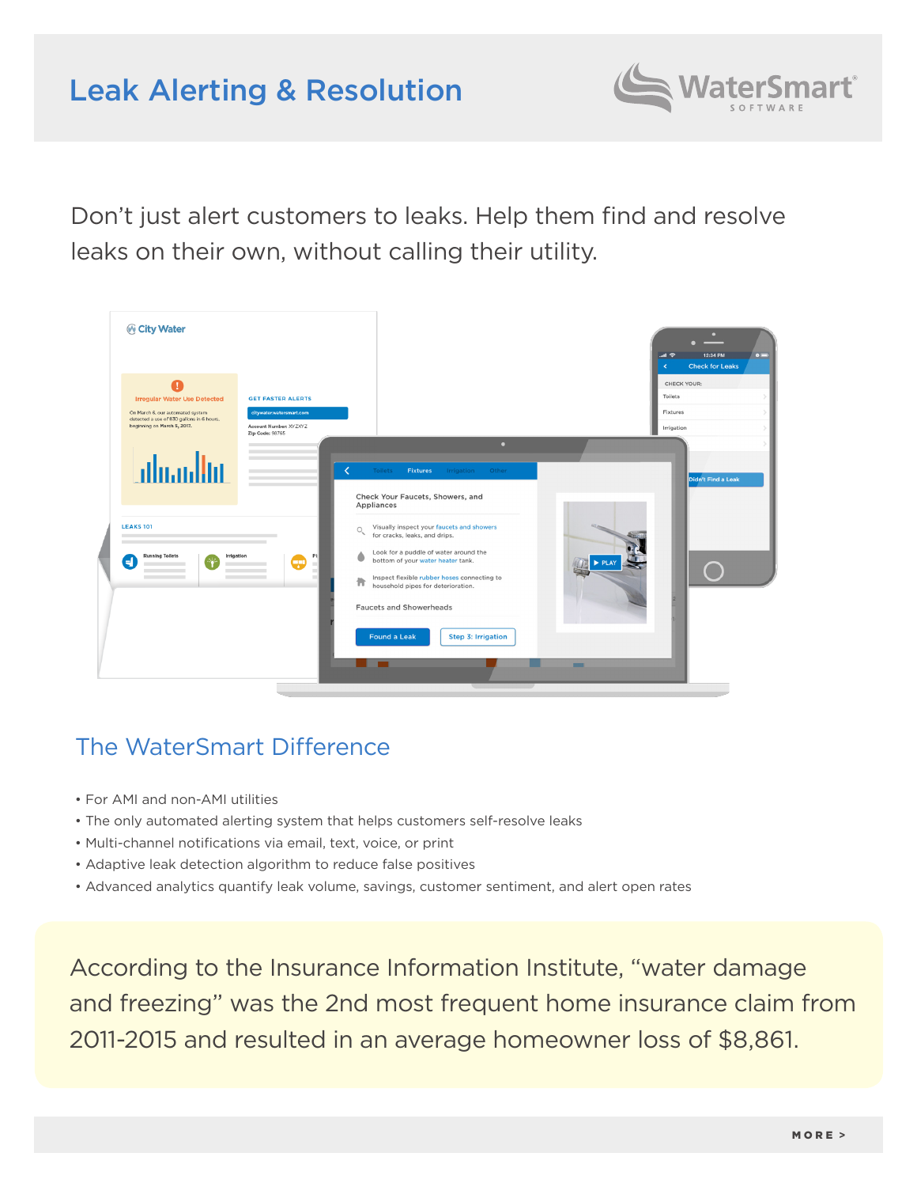# Leak Alerting & Resolution

WaterSmart SOFTWARE

Don't just alert customers to leaks. Help them find and resolve leaks on their own, without calling their utility.

## The WaterSmart Difference

- For AMI and non-AMI utilities
- The only automated alerting system that helps customers self-resolve leaks
- Multi-channel notifications via email, text, voice, or print
- Adaptive leak detection algorithm to reduce false positives
- Advanced analytics quantify leak volume, savings, customer sentiment, and alert open rates

According to the Insurance Information Institute, "water damage and freezing" was the 2nd most frequent home insurance claim from 2011-2015 and resulted in an average homeowner loss of $8,861.

MORE >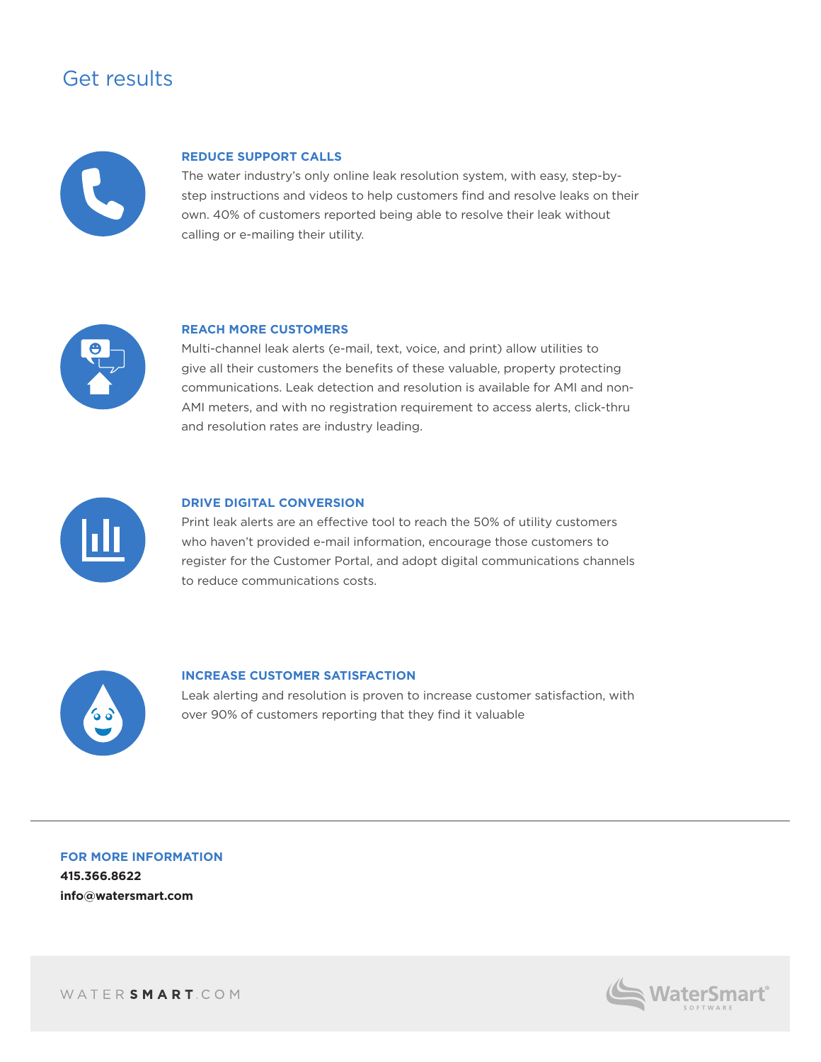# Get results

### REDUCE SUPPORT CALLS

The water industry's only online leak resolution system, with easy, step-by-step instructions and videos to help customers find and resolve leaks on their own. 40% of customers reported being able to resolve their leak without calling or e-mailing their utility.

### REACH MORE CUSTOMERS

Multi-channel leak alerts (e-mail, text, voice, and print) allow utilities to give all their customers the benefits of these valuable, property protecting communications. Leak detection and resolution is available for AMI and non-AMI meters, and with no registration requirement to access alerts, click-thru and resolution rates are industry leading.

### DRIVE DIGITAL CONVERSION

Print leak alerts are an effective tool to reach the 50% of utility customers who haven't provided e-mail information, encourage those customers to register for the Customer Portal, and adopt digital communications channels to reduce communications costs.

### INCREASE CUSTOMER SATISFACTION

Leak alerting and resolution is proven to increase customer satisfaction, with over 90% of customers reporting that they find it valuable

---

**FOR MORE INFORMATION**
**415.366.8622**
**info@watersmart.com**

WATER**SMART**.COM

WaterSmart® SOFTWARE